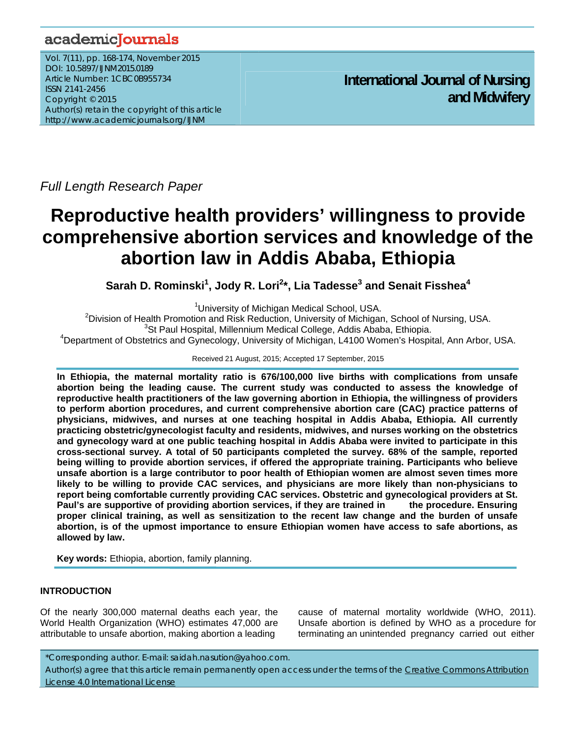*Full Length Research Paper*

# Reproductive health providers' willingness to provide comprehensive abortion services and knowledge of the abortion law in Addis Ababa, Ethiopia

**Sarah D. Rominski[1], Jody R. Lori[2]*, Lia Tadesse[3] and Senait Fisshea[4]**

[1]University of Michigan Medical School, USA.
[2]Division of Health Promotion and Risk Reduction, University of Michigan, School of Nursing, USA.
[3]St Paul Hospital, Millennium Medical College, Addis Ababa, Ethiopia.
[4]Department of Obstetrics and Gynecology, University of Michigan, L4100 Women's Hospital, Ann Arbor, USA.

Received 21 August, 2015; Accepted 17 September, 2015

**In Ethiopia, the maternal mortality ratio is 676/100,000 live births with complications from unsafe abortion being the leading cause. The current study was conducted to assess the knowledge of reproductive health practitioners of the law governing abortion in Ethiopia, the willingness of providers to perform abortion procedures, and current comprehensive abortion care (CAC) practice patterns of physicians, midwives, and nurses at one teaching hospital in Addis Ababa, Ethiopia. All currently practicing obstetric/gynecologist faculty and residents, midwives, and nurses working on the obstetrics and gynecology ward at one public teaching hospital in Addis Ababa were invited to participate in this cross-sectional survey. A total of 50 participants completed the survey. 68% of the sample, reported being willing to provide abortion services, if offered the appropriate training. Participants who believe unsafe abortion is a large contributor to poor health of Ethiopian women are almost seven times more likely to be willing to provide CAC services, and physicians are more likely than non-physicians to report being comfortable currently providing CAC services. Obstetric and gynecological providers at St. Paul's are supportive of providing abortion services, if they are trained in the procedure. Ensuring proper clinical training, as well as sensitization to the recent law change and the burden of unsafe abortion, is of the upmost importance to ensure Ethiopian women have access to safe abortions, as allowed by law.**

**Key words:** Ethiopia, abortion, family planning.

## INTRODUCTION

Of the nearly 300,000 maternal deaths each year, the World Health Organization (WHO) estimates 47,000 are attributable to unsafe abortion, making abortion a leading cause of maternal mortality worldwide (WHO, 2011). Unsafe abortion is defined by WHO as a procedure for terminating an unintended pregnancy carried out either

*Corresponding author. E-mail: saidah.nasution@yahoo.com.

Author(s) agree that this article remain permanently open access under the terms of the Creative Commons Attribution License 4.0 International License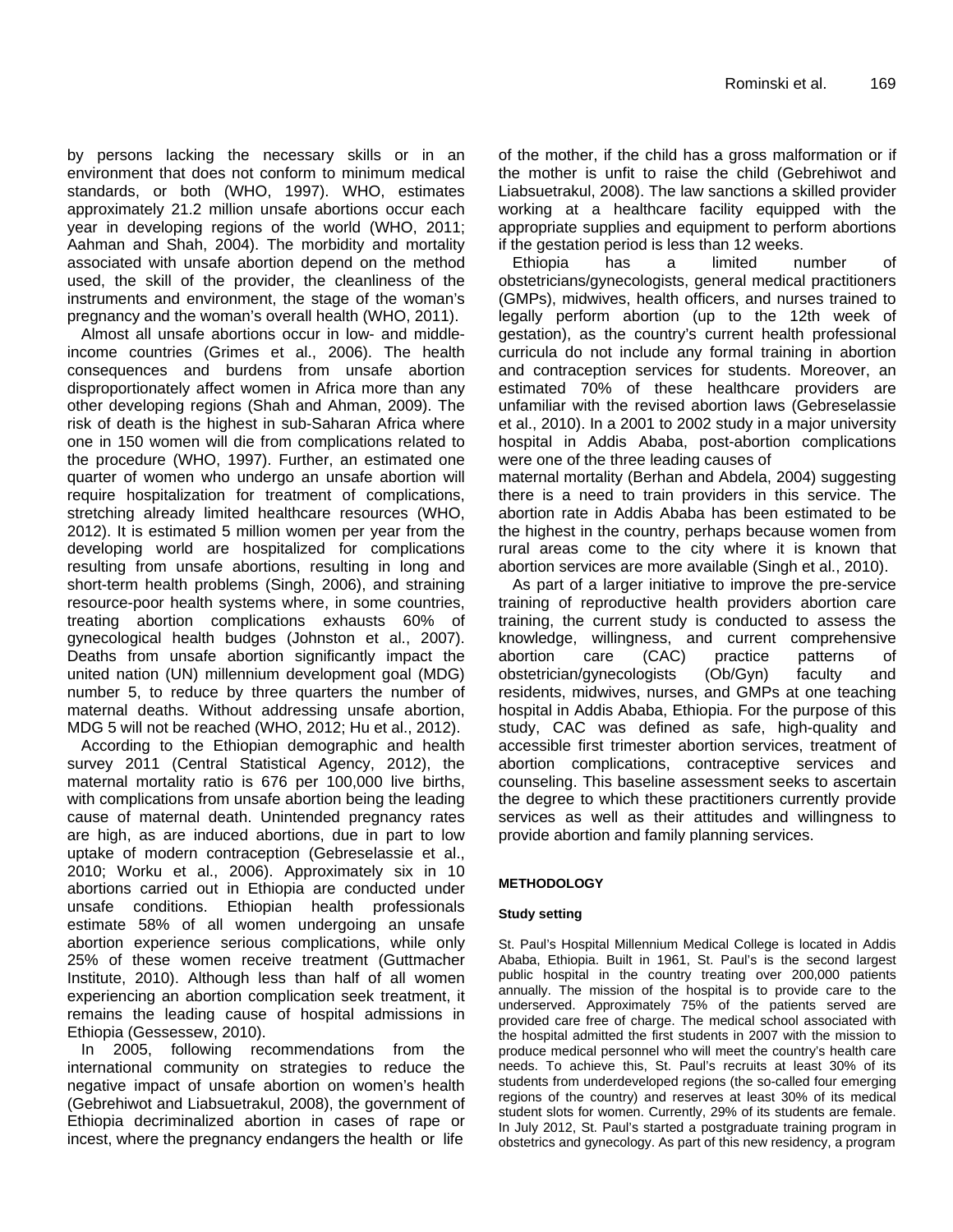by persons lacking the necessary skills or in an environment that does not conform to minimum medical standards, or both (WHO, 1997). WHO, estimates approximately 21.2 million unsafe abortions occur each year in developing regions of the world (WHO, 2011; Aahman and Shah, 2004). The morbidity and mortality associated with unsafe abortion depend on the method used, the skill of the provider, the cleanliness of the instruments and environment, the stage of the woman's pregnancy and the woman's overall health (WHO, 2011).

Almost all unsafe abortions occur in low- and middle-income countries (Grimes et al., 2006). The health consequences and burdens from unsafe abortion disproportionately affect women in Africa more than any other developing regions (Shah and Ahman, 2009). The risk of death is the highest in sub-Saharan Africa where one in 150 women will die from complications related to the procedure (WHO, 1997). Further, an estimated one quarter of women who undergo an unsafe abortion will require hospitalization for treatment of complications, stretching already limited healthcare resources (WHO, 2012). It is estimated 5 million women per year from the developing world are hospitalized for complications resulting from unsafe abortions, resulting in long and short-term health problems (Singh, 2006), and straining resource-poor health systems where, in some countries, treating abortion complications exhausts 60% of gynecological health budges (Johnston et al., 2007). Deaths from unsafe abortion significantly impact the united nation (UN) millennium development goal (MDG) number 5, to reduce by three quarters the number of maternal deaths. Without addressing unsafe abortion, MDG 5 will not be reached (WHO, 2012; Hu et al., 2012).

According to the Ethiopian demographic and health survey 2011 (Central Statistical Agency, 2012), the maternal mortality ratio is 676 per 100,000 live births, with complications from unsafe abortion being the leading cause of maternal death. Unintended pregnancy rates are high, as are induced abortions, due in part to low uptake of modern contraception (Gebreselassie et al., 2010; Worku et al., 2006). Approximately six in 10 abortions carried out in Ethiopia are conducted under unsafe conditions. Ethiopian health professionals estimate 58% of all women undergoing an unsafe abortion experience serious complications, while only 25% of these women receive treatment (Guttmacher Institute, 2010). Although less than half of all women experiencing an abortion complication seek treatment, it remains the leading cause of hospital admissions in Ethiopia (Gessessew, 2010).

In 2005, following recommendations from the international community on strategies to reduce the negative impact of unsafe abortion on women's health (Gebrehiwot and Liabsuetrakul, 2008), the government of Ethiopia decriminalized abortion in cases of rape or incest, where the pregnancy endangers the health or life of the mother, if the child has a gross malformation or if the mother is unfit to raise the child (Gebrehiwot and Liabsuetrakul, 2008). The law sanctions a skilled provider working at a healthcare facility equipped with the appropriate supplies and equipment to perform abortions if the gestation period is less than 12 weeks.

Ethiopia has a limited number of obstetricians/gynecologists, general medical practitioners (GMPs), midwives, health officers, and nurses trained to legally perform abortion (up to the 12th week of gestation), as the country's current health professional curricula do not include any formal training in abortion and contraception services for students. Moreover, an estimated 70% of these healthcare providers are unfamiliar with the revised abortion laws (Gebreselassie et al., 2010). In a 2001 to 2002 study in a major university hospital in Addis Ababa, post-abortion complications were one of the three leading causes of maternal mortality (Berhan and Abdela, 2004) suggesting there is a need to train providers in this service. The abortion rate in Addis Ababa has been estimated to be the highest in the country, perhaps because women from rural areas come to the city where it is known that abortion services are more available (Singh et al., 2010).

As part of a larger initiative to improve the pre-service training of reproductive health providers abortion care training, the current study is conducted to assess the knowledge, willingness, and current comprehensive abortion care (CAC) practice patterns of obstetrician/gynecologists (Ob/Gyn) faculty and residents, midwives, nurses, and GMPs at one teaching hospital in Addis Ababa, Ethiopia. For the purpose of this study, CAC was defined as safe, high-quality and accessible first trimester abortion services, treatment of abortion complications, contraceptive services and counseling. This baseline assessment seeks to ascertain the degree to which these practitioners currently provide services as well as their attitudes and willingness to provide abortion and family planning services.

## METHODOLOGY

### Study setting

St. Paul's Hospital Millennium Medical College is located in Addis Ababa, Ethiopia. Built in 1961, St. Paul's is the second largest public hospital in the country treating over 200,000 patients annually. The mission of the hospital is to provide care to the underserved. Approximately 75% of the patients served are provided care free of charge. The medical school associated with the hospital admitted the first students in 2007 with the mission to produce medical personnel who will meet the country's health care needs. To achieve this, St. Paul's recruits at least 30% of its students from underdeveloped regions (the so-called four emerging regions of the country) and reserves at least 30% of its medical student slots for women. Currently, 29% of its students are female. In July 2012, St. Paul's started a postgraduate training program in obstetrics and gynecology. As part of this new residency, a program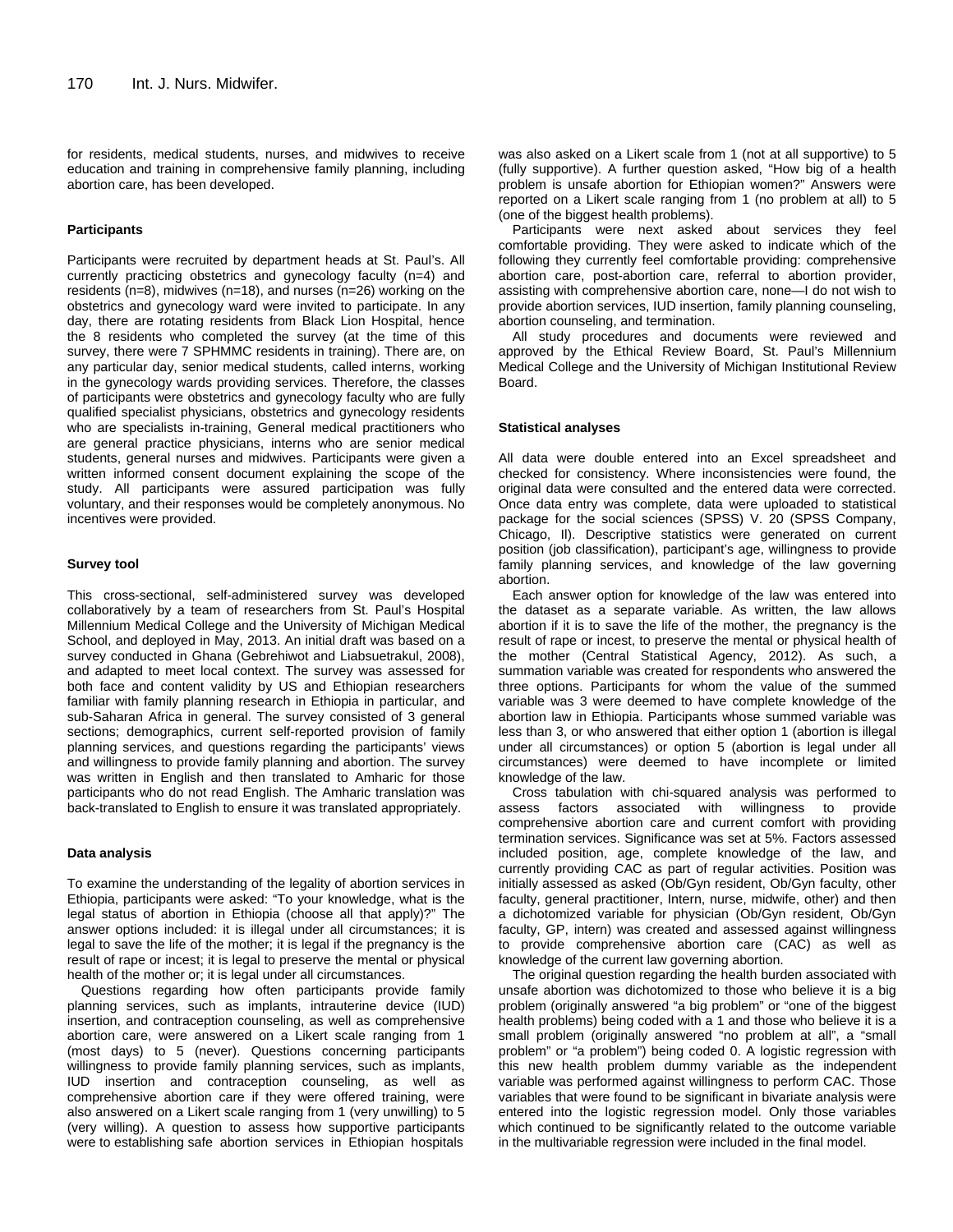for residents, medical students, nurses, and midwives to receive education and training in comprehensive family planning, including abortion care, has been developed.

### Participants

Participants were recruited by department heads at St. Paul's. All currently practicing obstetrics and gynecology faculty (n=4) and residents (n=8), midwives (n=18), and nurses (n=26) working on the obstetrics and gynecology ward were invited to participate. In any day, there are rotating residents from Black Lion Hospital, hence the 8 residents who completed the survey (at the time of this survey, there were 7 SPHMMC residents in training). There are, on any particular day, senior medical students, called interns, working in the gynecology wards providing services. Therefore, the classes of participants were obstetrics and gynecology faculty who are fully qualified specialist physicians, obstetrics and gynecology residents who are specialists in-training, General medical practitioners who are general practice physicians, interns who are senior medical students, general nurses and midwives. Participants were given a written informed consent document explaining the scope of the study. All participants were assured participation was fully voluntary, and their responses would be completely anonymous. No incentives were provided.

### Survey tool

This cross-sectional, self-administered survey was developed collaboratively by a team of researchers from St. Paul's Hospital Millennium Medical College and the University of Michigan Medical School, and deployed in May, 2013. An initial draft was based on a survey conducted in Ghana (Gebrehiwot and Liabsuetrakul, 2008), and adapted to meet local context. The survey was assessed for both face and content validity by US and Ethiopian researchers familiar with family planning research in Ethiopia in particular, and sub-Saharan Africa in general. The survey consisted of 3 general sections; demographics, current self-reported provision of family planning services, and questions regarding the participants' views and willingness to provide family planning and abortion. The survey was written in English and then translated to Amharic for those participants who do not read English. The Amharic translation was back-translated to English to ensure it was translated appropriately.

### Data analysis

To examine the understanding of the legality of abortion services in Ethiopia, participants were asked: "To your knowledge, what is the legal status of abortion in Ethiopia (choose all that apply)?" The answer options included: it is illegal under all circumstances; it is legal to save the life of the mother; it is legal if the pregnancy is the result of rape or incest; it is legal to preserve the mental or physical health of the mother or; it is legal under all circumstances.

Questions regarding how often participants provide family planning services, such as implants, intrauterine device (IUD) insertion, and contraception counseling, as well as comprehensive abortion care, were answered on a Likert scale ranging from 1 (most days) to 5 (never). Questions concerning participants willingness to provide family planning services, such as implants, IUD insertion and contraception counseling, as well as comprehensive abortion care if they were offered training, were also answered on a Likert scale ranging from 1 (very unwilling) to 5 (very willing). A question to assess how supportive participants were to establishing safe abortion services in Ethiopian hospitals was also asked on a Likert scale from 1 (not at all supportive) to 5 (fully supportive). A further question asked, "How big of a health problem is unsafe abortion for Ethiopian women?" Answers were reported on a Likert scale ranging from 1 (no problem at all) to 5 (one of the biggest health problems).

Participants were next asked about services they feel comfortable providing. They were asked to indicate which of the following they currently feel comfortable providing: comprehensive abortion care, post-abortion care, referral to abortion provider, assisting with comprehensive abortion care, none—I do not wish to provide abortion services, IUD insertion, family planning counseling, abortion counseling, and termination.

All study procedures and documents were reviewed and approved by the Ethical Review Board, St. Paul's Millennium Medical College and the University of Michigan Institutional Review Board.

### Statistical analyses

All data were double entered into an Excel spreadsheet and checked for consistency. Where inconsistencies were found, the original data were consulted and the entered data were corrected. Once data entry was complete, data were uploaded to statistical package for the social sciences (SPSS) V. 20 (SPSS Company, Chicago, Il). Descriptive statistics were generated on current position (job classification), participant's age, willingness to provide family planning services, and knowledge of the law governing abortion.

Each answer option for knowledge of the law was entered into the dataset as a separate variable. As written, the law allows abortion if it is to save the life of the mother, the pregnancy is the result of rape or incest, to preserve the mental or physical health of the mother (Central Statistical Agency, 2012). As such, a summation variable was created for respondents who answered the three options. Participants for whom the value of the summed variable was 3 were deemed to have complete knowledge of the abortion law in Ethiopia. Participants whose summed variable was less than 3, or who answered that either option 1 (abortion is illegal under all circumstances) or option 5 (abortion is legal under all circumstances) were deemed to have incomplete or limited knowledge of the law.

Cross tabulation with chi-squared analysis was performed to assess factors associated with willingness to provide comprehensive abortion care and current comfort with providing termination services. Significance was set at 5%. Factors assessed included position, age, complete knowledge of the law, and currently providing CAC as part of regular activities. Position was initially assessed as asked (Ob/Gyn resident, Ob/Gyn faculty, other faculty, general practitioner, Intern, nurse, midwife, other) and then a dichotomized variable for physician (Ob/Gyn resident, Ob/Gyn faculty, GP, intern) was created and assessed against willingness to provide comprehensive abortion care (CAC) as well as knowledge of the current law governing abortion.

The original question regarding the health burden associated with unsafe abortion was dichotomized to those who believe it is a big problem (originally answered "a big problem" or "one of the biggest health problems) being coded with a 1 and those who believe it is a small problem (originally answered "no problem at all", a "small problem" or "a problem") being coded 0. A logistic regression with this new health problem dummy variable as the independent variable was performed against willingness to perform CAC. Those variables that were found to be significant in bivariate analysis were entered into the logistic regression model. Only those variables which continued to be significantly related to the outcome variable in the multivariable regression were included in the final model.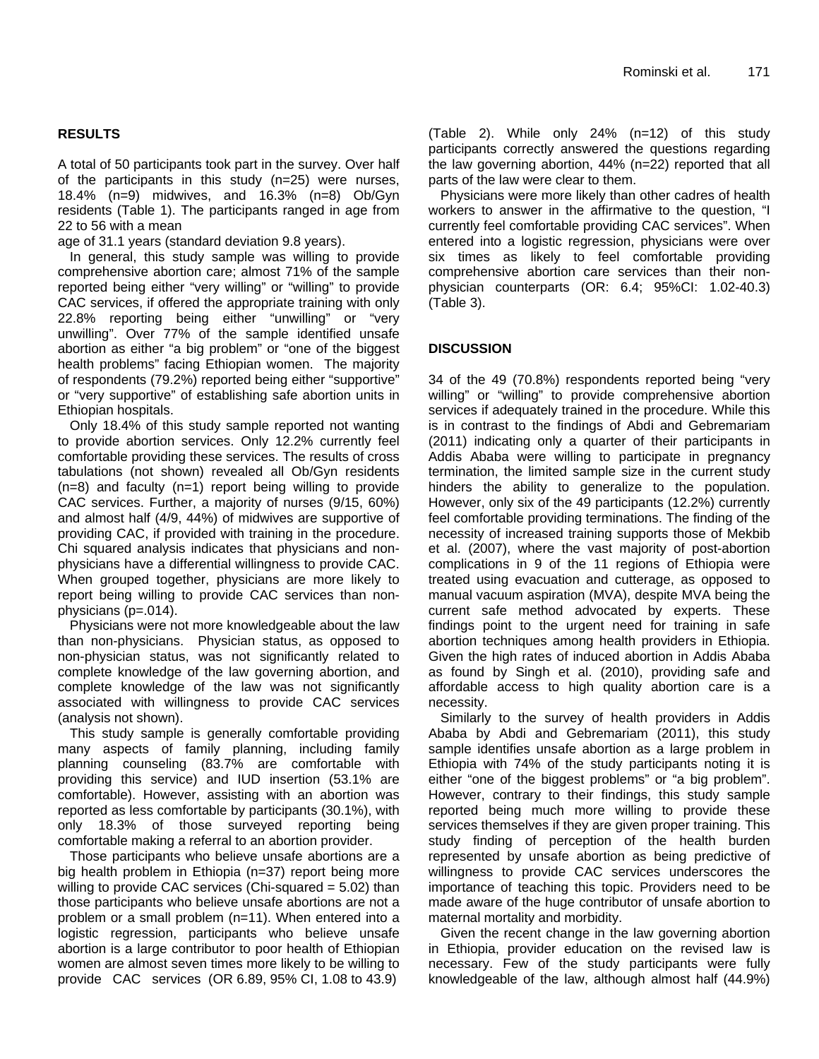## RESULTS

A total of 50 participants took part in the survey. Over half of the participants in this study (n=25) were nurses, 18.4% (n=9) midwives, and 16.3% (n=8) Ob/Gyn residents (Table 1). The participants ranged in age from 22 to 56 with a mean

age of 31.1 years (standard deviation 9.8 years).

In general, this study sample was willing to provide comprehensive abortion care; almost 71% of the sample reported being either "very willing" or "willing" to provide CAC services, if offered the appropriate training with only 22.8% reporting being either "unwilling" or "very unwilling". Over 77% of the sample identified unsafe abortion as either "a big problem" or "one of the biggest health problems" facing Ethiopian women. The majority of respondents (79.2%) reported being either "supportive" or "very supportive" of establishing safe abortion units in Ethiopian hospitals.

Only 18.4% of this study sample reported not wanting to provide abortion services. Only 12.2% currently feel comfortable providing these services. The results of cross tabulations (not shown) revealed all Ob/Gyn residents (n=8) and faculty (n=1) report being willing to provide CAC services. Further, a majority of nurses (9/15, 60%) and almost half (4/9, 44%) of midwives are supportive of providing CAC, if provided with training in the procedure. Chi squared analysis indicates that physicians and non-physicians have a differential willingness to provide CAC. When grouped together, physicians are more likely to report being willing to provide CAC services than non-physicians (p=.014).

Physicians were not more knowledgeable about the law than non-physicians. Physician status, as opposed to non-physician status, was not significantly related to complete knowledge of the law governing abortion, and complete knowledge of the law was not significantly associated with willingness to provide CAC services (analysis not shown).

This study sample is generally comfortable providing many aspects of family planning, including family planning counseling (83.7% are comfortable with providing this service) and IUD insertion (53.1% are comfortable). However, assisting with an abortion was reported as less comfortable by participants (30.1%), with only 18.3% of those surveyed reporting being comfortable making a referral to an abortion provider.

Those participants who believe unsafe abortions are a big health problem in Ethiopia (n=37) report being more willing to provide CAC services (Chi-squared = 5.02) than those participants who believe unsafe abortions are not a problem or a small problem (n=11). When entered into a logistic regression, participants who believe unsafe abortion is a large contributor to poor health of Ethiopian women are almost seven times more likely to be willing to provide CAC services (OR 6.89, 95% CI, 1.08 to 43.9) (Table 2). While only 24% (n=12) of this study participants correctly answered the questions regarding the law governing abortion, 44% (n=22) reported that all parts of the law were clear to them.

Physicians were more likely than other cadres of health workers to answer in the affirmative to the question, "I currently feel comfortable providing CAC services". When entered into a logistic regression, physicians were over six times as likely to feel comfortable providing comprehensive abortion care services than their non-physician counterparts (OR: 6.4; 95%CI: 1.02-40.3) (Table 3).

## DISCUSSION

34 of the 49 (70.8%) respondents reported being "very willing" or "willing" to provide comprehensive abortion services if adequately trained in the procedure. While this is in contrast to the findings of Abdi and Gebremariam (2011) indicating only a quarter of their participants in Addis Ababa were willing to participate in pregnancy termination, the limited sample size in the current study hinders the ability to generalize to the population. However, only six of the 49 participants (12.2%) currently feel comfortable providing terminations. The finding of the necessity of increased training supports those of Mekbib et al. (2007), where the vast majority of post-abortion complications in 9 of the 11 regions of Ethiopia were treated using evacuation and cutterage, as opposed to manual vacuum aspiration (MVA), despite MVA being the current safe method advocated by experts. These findings point to the urgent need for training in safe abortion techniques among health providers in Ethiopia. Given the high rates of induced abortion in Addis Ababa as found by Singh et al. (2010), providing safe and affordable access to high quality abortion care is a necessity.

Similarly to the survey of health providers in Addis Ababa by Abdi and Gebremariam (2011), this study sample identifies unsafe abortion as a large problem in Ethiopia with 74% of the study participants noting it is either "one of the biggest problems" or "a big problem". However, contrary to their findings, this study sample reported being much more willing to provide these services themselves if they are given proper training. This study finding of perception of the health burden represented by unsafe abortion as being predictive of willingness to provide CAC services underscores the importance of teaching this topic. Providers need to be made aware of the huge contributor of unsafe abortion to maternal mortality and morbidity.

Given the recent change in the law governing abortion in Ethiopia, provider education on the revised law is necessary. Few of the study participants were fully knowledgeable of the law, although almost half (44.9%)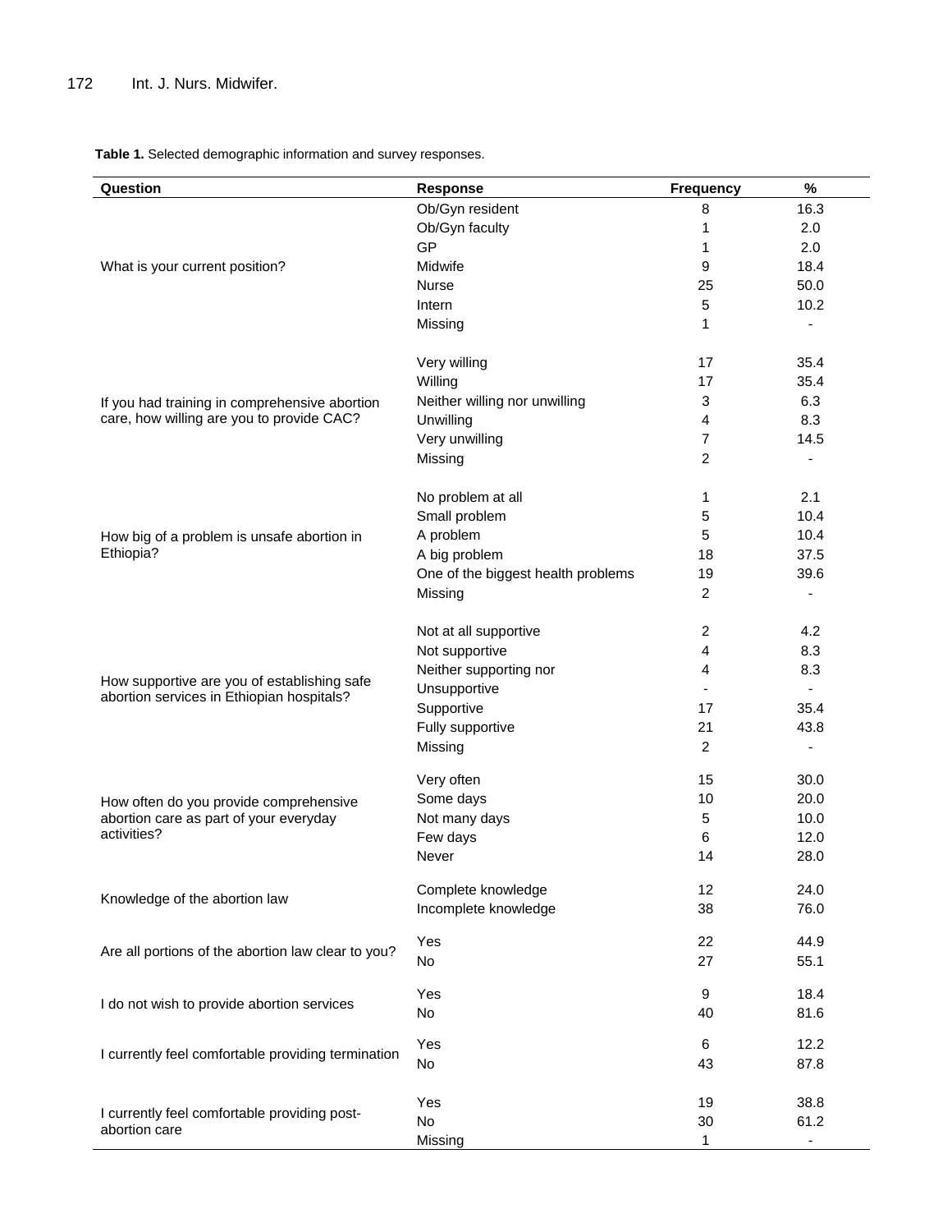**Table 1.** Selected demographic information and survey responses.

| Question | Response | Frequency | % |
|---|---|---|---|
| What is your current position? | Ob/Gyn resident | 8 | 16.3 |
| | Ob/Gyn faculty | 1 | 2.0 |
| | GP | 1 | 2.0 |
| | Midwife | 9 | 18.4 |
| | Nurse | 25 | 50.0 |
| | Intern | 5 | 10.2 |
| | Missing | 1 | - |
| If you had training in comprehensive abortion care, how willing are you to provide CAC? | Very willing | 17 | 35.4 |
| | Willing | 17 | 35.4 |
| | Neither willing nor unwilling | 3 | 6.3 |
| | Unwilling | 4 | 8.3 |
| | Very unwilling | 7 | 14.5 |
| | Missing | 2 | - |
| How big of a problem is unsafe abortion in Ethiopia? | No problem at all | 1 | 2.1 |
| | Small problem | 5 | 10.4 |
| | A problem | 5 | 10.4 |
| | A big problem | 18 | 37.5 |
| | One of the biggest health problems | 19 | 39.6 |
| | Missing | 2 | - |
| How supportive are you of establishing safe abortion services in Ethiopian hospitals? | Not at all supportive | 2 | 4.2 |
| | Not supportive | 4 | 8.3 |
| | Neither supporting nor | 4 | 8.3 |
| | Unsupportive | - | - |
| | Supportive | 17 | 35.4 |
| | Fully supportive | 21 | 43.8 |
| | Missing | 2 | - |
| How often do you provide comprehensive abortion care as part of your everyday activities? | Very often | 15 | 30.0 |
| | Some days | 10 | 20.0 |
| | Not many days | 5 | 10.0 |
| | Few days | 6 | 12.0 |
| | Never | 14 | 28.0 |
| Knowledge of the abortion law | Complete knowledge | 12 | 24.0 |
| | Incomplete knowledge | 38 | 76.0 |
| Are all portions of the abortion law clear to you? | Yes | 22 | 44.9 |
| | No | 27 | 55.1 |
| I do not wish to provide abortion services | Yes | 9 | 18.4 |
| | No | 40 | 81.6 |
| I currently feel comfortable providing termination | Yes | 6 | 12.2 |
| | No | 43 | 87.8 |
| I currently feel comfortable providing post-abortion care | Yes | 19 | 38.8 |
| | No | 30 | 61.2 |
| | Missing | 1 | - |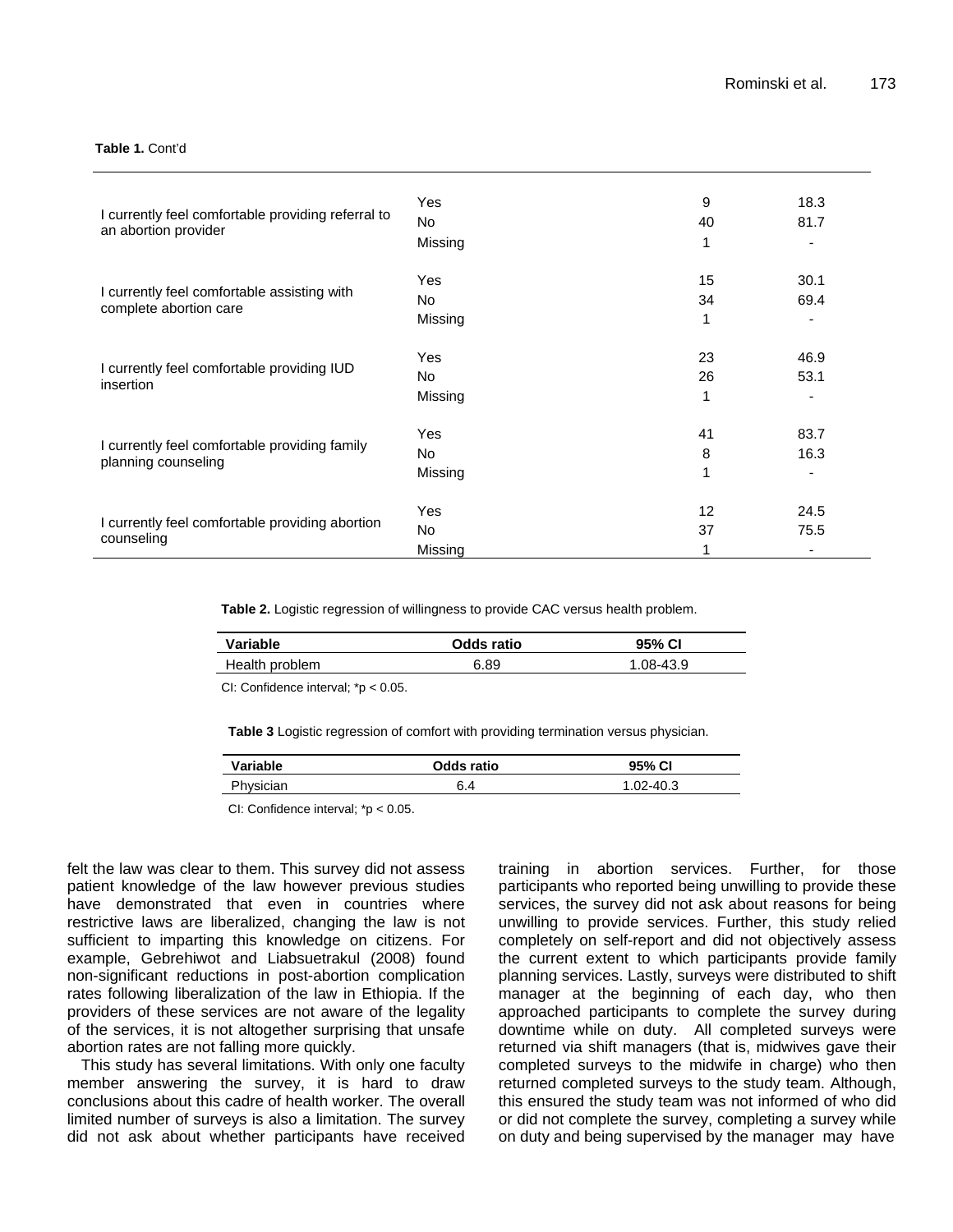**Table 1.** Cont'd

| | | | |
|---|---|---|---|
| I currently feel comfortable providing referral to an abortion provider | Yes | 9 | 18.3 |
| | No | 40 | 81.7 |
| | Missing | 1 | - |
| I currently feel comfortable assisting with complete abortion care | Yes | 15 | 30.1 |
| | No | 34 | 69.4 |
| | Missing | 1 | - |
| I currently feel comfortable providing IUD insertion | Yes | 23 | 46.9 |
| | No | 26 | 53.1 |
| | Missing | 1 | - |
| I currently feel comfortable providing family planning counseling | Yes | 41 | 83.7 |
| | No | 8 | 16.3 |
| | Missing | 1 | - |
| I currently feel comfortable providing abortion counseling | Yes | 12 | 24.5 |
| | No | 37 | 75.5 |
| | Missing | 1 | - |

**Table 2.** Logistic regression of willingness to provide CAC versus health problem.

| Variable | Odds ratio | 95% CI |
|---|---|---|
| Health problem | 6.89 | 1.08-43.9 |

CI: Confidence interval; *$p < 0.05$.

**Table 3** Logistic regression of comfort with providing termination versus physician.

| Variable | Odds ratio | 95% CI |
|---|---|---|
| Physician | 6.4 | 1.02-40.3 |

CI: Confidence interval; *$p < 0.05$.

felt the law was clear to them. This survey did not assess patient knowledge of the law however previous studies have demonstrated that even in countries where restrictive laws are liberalized, changing the law is not sufficient to imparting this knowledge on citizens. For example, Gebrehiwot and Liabsuetrakul (2008) found non-significant reductions in post-abortion complication rates following liberalization of the law in Ethiopia. If the providers of these services are not aware of the legality of the services, it is not altogether surprising that unsafe abortion rates are not falling more quickly.

This study has several limitations. With only one faculty member answering the survey, it is hard to draw conclusions about this cadre of health worker. The overall limited number of surveys is also a limitation. The survey did not ask about whether participants have received training in abortion services. Further, for those participants who reported being unwilling to provide these services, the survey did not ask about reasons for being unwilling to provide services. Further, this study relied completely on self-report and did not objectively assess the current extent to which participants provide family planning services. Lastly, surveys were distributed to shift manager at the beginning of each day, who then approached participants to complete the survey during downtime while on duty. All completed surveys were returned via shift managers (that is, midwives gave their completed surveys to the midwife in charge) who then returned completed surveys to the study team. Although, this ensured the study team was not informed of who did or did not complete the survey, completing a survey while on duty and being supervised by the manager may have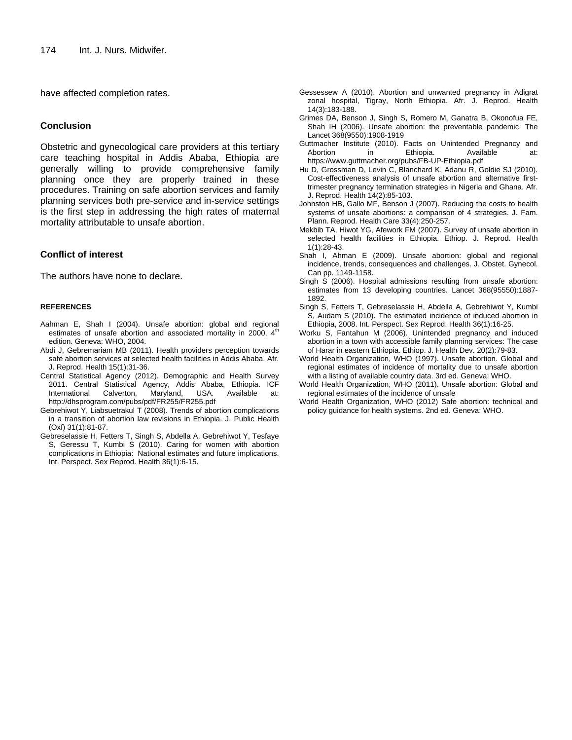have affected completion rates.

## Conclusion

Obstetric and gynecological care providers at this tertiary care teaching hospital in Addis Ababa, Ethiopia are generally willing to provide comprehensive family planning once they are properly trained in these procedures. Training on safe abortion services and family planning services both pre-service and in-service settings is the first step in addressing the high rates of maternal mortality attributable to unsafe abortion.

## Conflict of interest

The authors have none to declare.

### REFERENCES

Aahman E, Shah I (2004). Unsafe abortion: global and regional estimates of unsafe abortion and associated mortality in 2000, 4th edition. Geneva: WHO, 2004.

Abdi J, Gebremariam MB (2011). Health providers perception towards safe abortion services at selected health facilities in Addis Ababa. Afr. J. Reprod. Health 15(1):31-36.

Central Statistical Agency (2012). Demographic and Health Survey 2011. Central Statistical Agency, Addis Ababa, Ethiopia. ICF International Calverton, Maryland, USA. Available at: http://dhsprogram.com/pubs/pdf/FR255/FR255.pdf

Gebrehiwot Y, Liabsuetrakul T (2008). Trends of abortion complications in a transition of abortion law revisions in Ethiopia. J. Public Health (Oxf) 31(1):81-87.

Gebreselassie H, Fetters T, Singh S, Abdella A, Gebrehiwot Y, Tesfaye S, Geressu T, Kumbi S (2010). Caring for women with abortion complications in Ethiopia: National estimates and future implications. Int. Perspect. Sex Reprod. Health 36(1):6-15.

Gessessew A (2010). Abortion and unwanted pregnancy in Adigrat zonal hospital, Tigray, North Ethiopia. Afr. J. Reprod. Health 14(3):183-188.

Grimes DA, Benson J, Singh S, Romero M, Ganatra B, Okonofua FE, Shah IH (2006). Unsafe abortion: the preventable pandemic. The Lancet 368(9550):1908-1919

Guttmacher Institute (2010). Facts on Unintended Pregnancy and Abortion in Ethiopia. Available at: https://www.guttmacher.org/pubs/FB-UP-Ethiopia.pdf

Hu D, Grossman D, Levin C, Blanchard K, Adanu R, Goldie SJ (2010). Cost-effectiveness analysis of unsafe abortion and alternative first-trimester pregnancy termination strategies in Nigeria and Ghana. Afr. J. Reprod. Health 14(2):85-103.

Johnston HB, Gallo MF, Benson J (2007). Reducing the costs to health systems of unsafe abortions: a comparison of 4 strategies. J. Fam. Plann. Reprod. Health Care 33(4):250-257.

Mekbib TA, Hiwot YG, Afework FM (2007). Survey of unsafe abortion in selected health facilities in Ethiopia. Ethiop. J. Reprod. Health 1(1):28-43.

Shah I, Ahman E (2009). Unsafe abortion: global and regional incidence, trends, consequences and challenges. J. Obstet. Gynecol. Can pp. 1149-1158.

Singh S (2006). Hospital admissions resulting from unsafe abortion: estimates from 13 developing countries. Lancet 368(95550):1887-1892.

Singh S, Fetters T, Gebreselassie H, Abdella A, Gebrehiwot Y, Kumbi S, Audam S (2010). The estimated incidence of induced abortion in Ethiopia, 2008. Int. Perspect. Sex Reprod. Health 36(1):16-25.

Worku S, Fantahun M (2006). Unintended pregnancy and induced abortion in a town with accessible family planning services: The case of Harar in eastern Ethiopia. Ethiop. J. Health Dev. 20(2):79-83.

World Health Organization, WHO (1997). Unsafe abortion. Global and regional estimates of incidence of mortality due to unsafe abortion with a listing of available country data. 3rd ed. Geneva: WHO.

World Health Organization, WHO (2011). Unsafe abortion: Global and regional estimates of the incidence of unsafe

World Health Organization, WHO (2012) Safe abortion: technical and policy guidance for health systems. 2nd ed. Geneva: WHO.